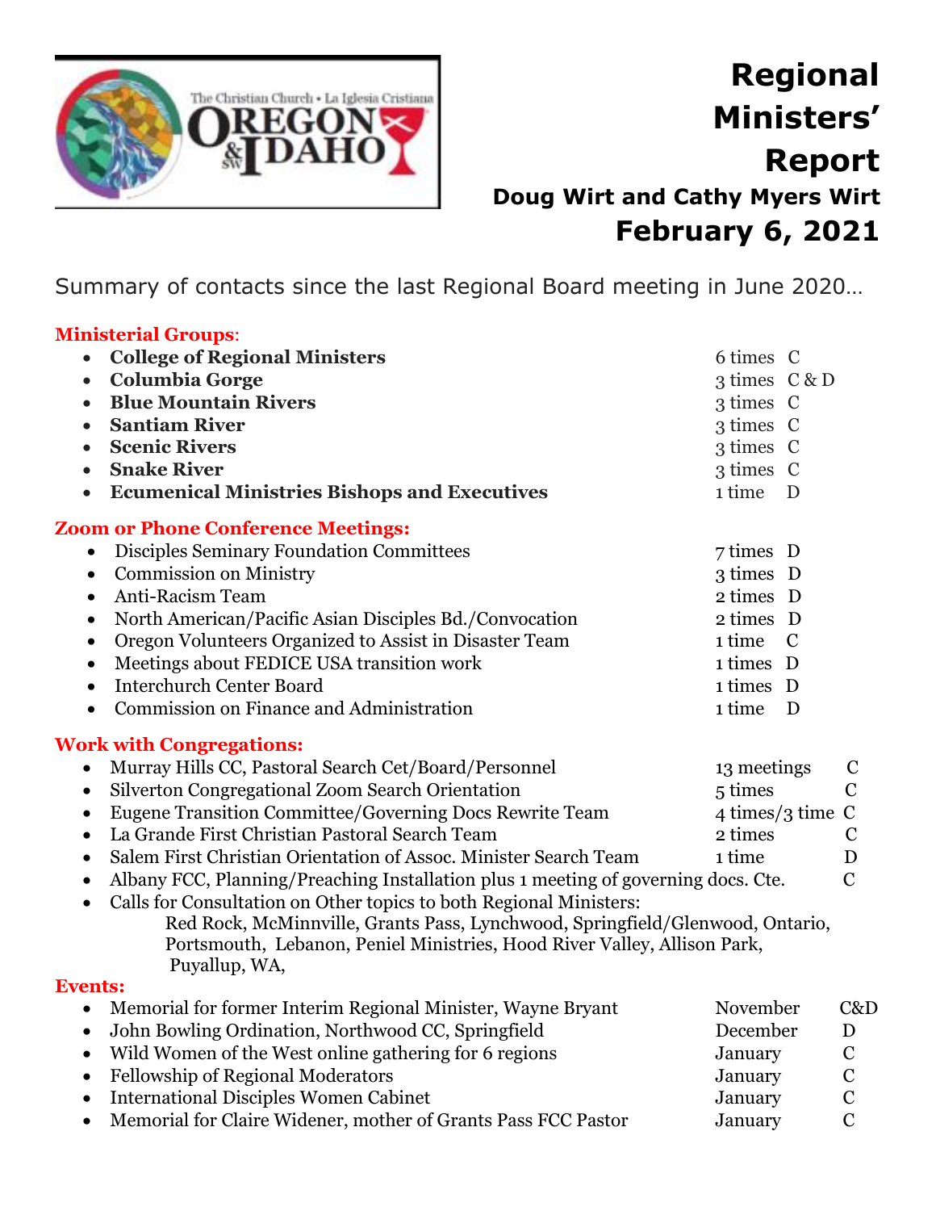# Regional Ministers' Report

**Doug Wirt and Cathy Myers Wirt**

## February 6, 2021

Summary of contacts since the last Regional Board meeting in June 2020…

**Ministerial Groups**:

- **College of Regional Ministers** — 6 times C
- **Columbia Gorge** — 3 times C & D
- **Blue Mountain Rivers** — 3 times C
- **Santiam River** — 3 times C
- **Scenic Rivers** — 3 times C
- **Snake River** — 3 times C
- **Ecumenical Ministries Bishops and Executives** — 1 time D

**Zoom or Phone Conference Meetings:**

- Disciples Seminary Foundation Committees — 7 times D
- Commission on Ministry — 3 times D
- Anti-Racism Team — 2 times D
- North American/Pacific Asian Disciples Bd./Convocation — 2 times D
- Oregon Volunteers Organized to Assist in Disaster Team — 1 time C
- Meetings about FEDICE USA transition work — 1 times D
- Interchurch Center Board — 1 times D
- Commission on Finance and Administration — 1 time D

**Work with Congregations:**

- Murray Hills CC, Pastoral Search Cet/Board/Personnel — 13 meetings C
- Silverton Congregational Zoom Search Orientation — 5 times C
- Eugene Transition Committee/Governing Docs Rewrite Team — 4 times/3 time C
- La Grande First Christian Pastoral Search Team — 2 times C
- Salem First Christian Orientation of Assoc. Minister Search Team — 1 time D
- Albany FCC, Planning/Preaching Installation plus 1 meeting of governing docs. Cte. — C
- Calls for Consultation on Other topics to both Regional Ministers:
  Red Rock, McMinnville, Grants Pass, Lynchwood, Springfield/Glenwood, Ontario, Portsmouth, Lebanon, Peniel Ministries, Hood River Valley, Allison Park, Puyallup, WA,

**Events:**

- Memorial for former Interim Regional Minister, Wayne Bryant — November C&D
- John Bowling Ordination, Northwood CC, Springfield — December D
- Wild Women of the West online gathering for 6 regions — January C
- Fellowship of Regional Moderators — January C
- International Disciples Women Cabinet — January C
- Memorial for Claire Widener, mother of Grants Pass FCC Pastor — January C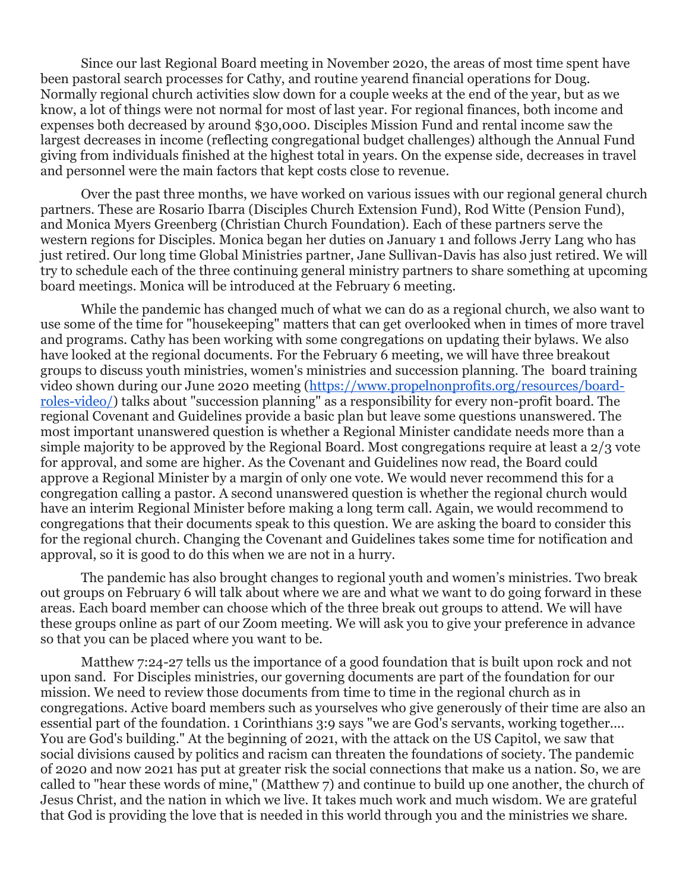Since our last Regional Board meeting in November 2020, the areas of most time spent have been pastoral search processes for Cathy, and routine yearend financial operations for Doug. Normally regional church activities slow down for a couple weeks at the end of the year, but as we know, a lot of things were not normal for most of last year. For regional finances, both income and expenses both decreased by around $30,000. Disciples Mission Fund and rental income saw the largest decreases in income (reflecting congregational budget challenges) although the Annual Fund giving from individuals finished at the highest total in years. On the expense side, decreases in travel and personnel were the main factors that kept costs close to revenue.

Over the past three months, we have worked on various issues with our regional general church partners. These are Rosario Ibarra (Disciples Church Extension Fund), Rod Witte (Pension Fund), and Monica Myers Greenberg (Christian Church Foundation). Each of these partners serve the western regions for Disciples. Monica began her duties on January 1 and follows Jerry Lang who has just retired. Our long time Global Ministries partner, Jane Sullivan-Davis has also just retired. We will try to schedule each of the three continuing general ministry partners to share something at upcoming board meetings. Monica will be introduced at the February 6 meeting.

While the pandemic has changed much of what we can do as a regional church, we also want to use some of the time for "housekeeping" matters that can get overlooked when in times of more travel and programs. Cathy has been working with some congregations on updating their bylaws. We also have looked at the regional documents. For the February 6 meeting, we will have three breakout groups to discuss youth ministries, women's ministries and succession planning. The board training video shown during our June 2020 meeting (https://www.propelnonprofits.org/resources/board-roles-video/) talks about "succession planning" as a responsibility for every non-profit board. The regional Covenant and Guidelines provide a basic plan but leave some questions unanswered. The most important unanswered question is whether a Regional Minister candidate needs more than a simple majority to be approved by the Regional Board. Most congregations require at least a 2/3 vote for approval, and some are higher. As the Covenant and Guidelines now read, the Board could approve a Regional Minister by a margin of only one vote. We would never recommend this for a congregation calling a pastor. A second unanswered question is whether the regional church would have an interim Regional Minister before making a long term call. Again, we would recommend to congregations that their documents speak to this question. We are asking the board to consider this for the regional church. Changing the Covenant and Guidelines takes some time for notification and approval, so it is good to do this when we are not in a hurry.

The pandemic has also brought changes to regional youth and women's ministries. Two break out groups on February 6 will talk about where we are and what we want to do going forward in these areas. Each board member can choose which of the three break out groups to attend. We will have these groups online as part of our Zoom meeting. We will ask you to give your preference in advance so that you can be placed where you want to be.

Matthew 7:24-27 tells us the importance of a good foundation that is built upon rock and not upon sand. For Disciples ministries, our governing documents are part of the foundation for our mission. We need to review those documents from time to time in the regional church as in congregations. Active board members such as yourselves who give generously of their time are also an essential part of the foundation. 1 Corinthians 3:9 says "we are God's servants, working together.... You are God's building." At the beginning of 2021, with the attack on the US Capitol, we saw that social divisions caused by politics and racism can threaten the foundations of society. The pandemic of 2020 and now 2021 has put at greater risk the social connections that make us a nation. So, we are called to "hear these words of mine," (Matthew 7) and continue to build up one another, the church of Jesus Christ, and the nation in which we live. It takes much work and much wisdom. We are grateful that God is providing the love that is needed in this world through you and the ministries we share.